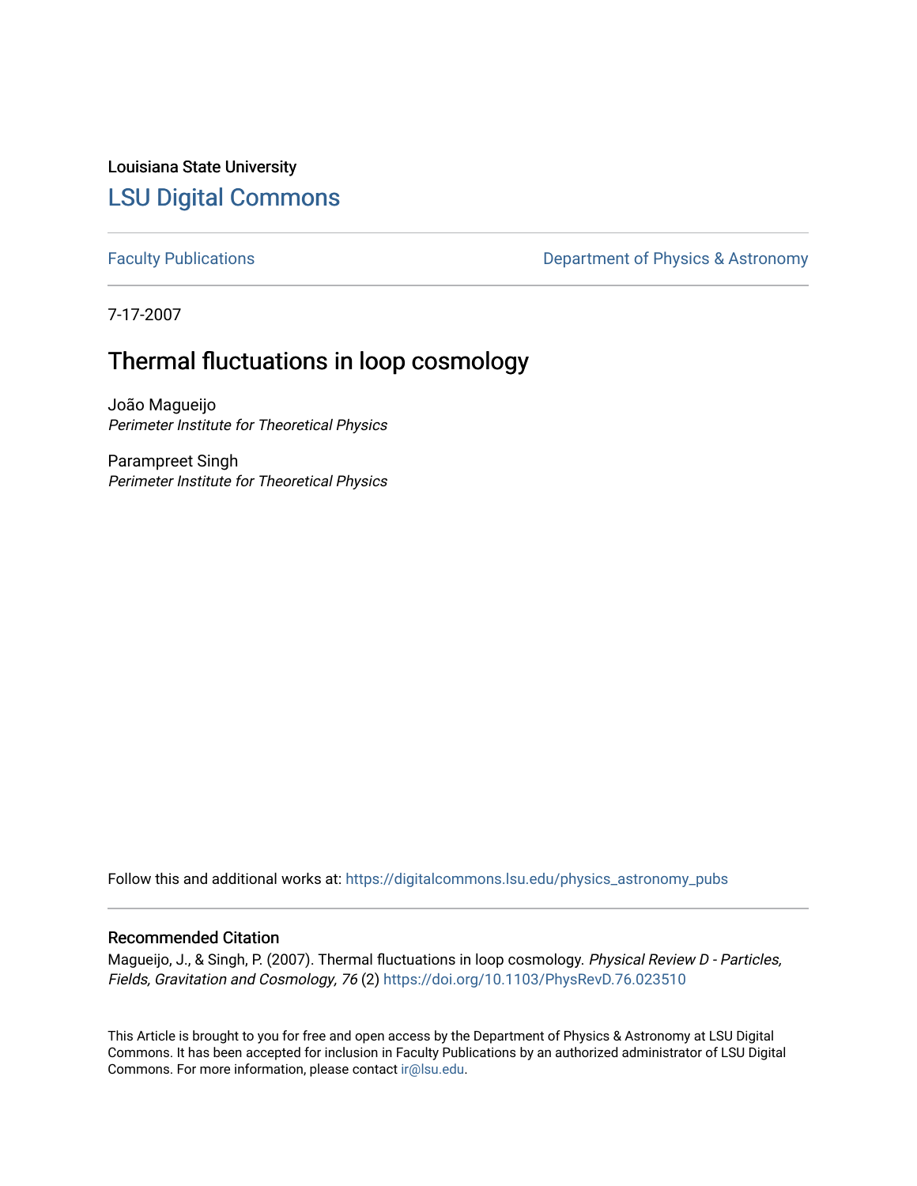Louisiana State University

# LSU Digital Commons

Faculty Publications | Department of Physics & Astronomy

7-17-2007

## Thermal fluctuations in loop cosmology

João Magueijo
*Perimeter Institute for Theoretical Physics*

Parampreet Singh
*Perimeter Institute for Theoretical Physics*

Follow this and additional works at: https://digitalcommons.lsu.edu/physics_astronomy_pubs

### Recommended Citation

Magueijo, J., & Singh, P. (2007). Thermal fluctuations in loop cosmology. *Physical Review D - Particles, Fields, Gravitation and Cosmology, 76* (2) https://doi.org/10.1103/PhysRevD.76.023510

This Article is brought to you for free and open access by the Department of Physics & Astronomy at LSU Digital Commons. It has been accepted for inclusion in Faculty Publications by an authorized administrator of LSU Digital Commons. For more information, please contact ir@lsu.edu.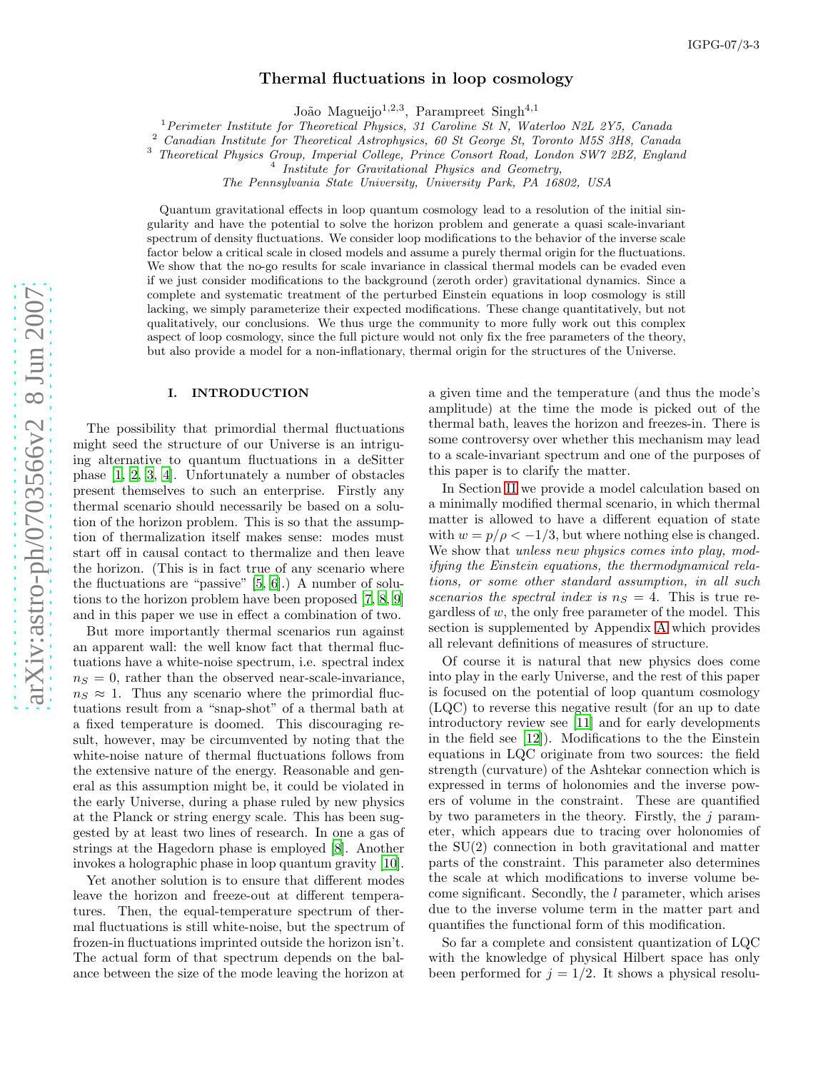# Thermal fluctuations in loop cosmology

João Magueijo[1,2,3], Parampreet Singh[4,1]

[1] *Perimeter Institute for Theoretical Physics, 31 Caroline St N, Waterloo N2L 2Y5, Canada*
[2] *Canadian Institute for Theoretical Astrophysics, 60 St George St, Toronto M5S 3H8, Canada*
[3] *Theoretical Physics Group, Imperial College, Prince Consort Road, London SW7 2BZ, England*
[4] *Institute for Gravitational Physics and Geometry, The Pennsylvania State University, University Park, PA 16802, USA*

Quantum gravitational effects in loop quantum cosmology lead to a resolution of the initial singularity and have the potential to solve the horizon problem and generate a quasi scale-invariant spectrum of density fluctuations. We consider loop modifications to the behavior of the inverse scale factor below a critical scale in closed models and assume a purely thermal origin for the fluctuations. We show that the no-go results for scale invariance in classical thermal models can be evaded even if we just consider modifications to the background (zeroth order) gravitational dynamics. Since a complete and systematic treatment of the perturbed Einstein equations in loop cosmology is still lacking, we simply parameterize their expected modifications. These change quantitatively, but not qualitatively, our conclusions. We thus urge the community to more fully work out this complex aspect of loop cosmology, since the full picture would not only fix the free parameters of the theory, but also provide a model for a non-inflationary, thermal origin for the structures of the Universe.

## I. INTRODUCTION

The possibility that primordial thermal fluctuations might seed the structure of our Universe is an intriguing alternative to quantum fluctuations in a deSitter phase [1, 2, 3, 4]. Unfortunately a number of obstacles present themselves to such an enterprise. Firstly any thermal scenario should necessarily be based on a solution of the horizon problem. This is so that the assumption of thermalization itself makes sense: modes must start off in causal contact to thermalize and then leave the horizon. (This is in fact true of any scenario where the fluctuations are "passive" [5, 6].) A number of solutions to the horizon problem have been proposed [7, 8, 9] and in this paper we use in effect a combination of two.

But more importantly thermal scenarios run against an apparent wall: the well know fact that thermal fluctuations have a white-noise spectrum, i.e. spectral index $n_S = 0$, rather than the observed near-scale-invariance, $n_S \approx 1$. Thus any scenario where the primordial fluctuations result from a "snap-shot" of a thermal bath at a fixed temperature is doomed. This discouraging result, however, may be circumvented by noting that the white-noise nature of thermal fluctuations follows from the extensive nature of the energy. Reasonable and general as this assumption might be, it could be violated in the early Universe, during a phase ruled by new physics at the Planck or string energy scale. This has been suggested by at least two lines of research. In one a gas of strings at the Hagedorn phase is employed [8]. Another invokes a holographic phase in loop quantum gravity [10].

Yet another solution is to ensure that different modes leave the horizon and freeze-out at different temperatures. Then, the equal-temperature spectrum of thermal fluctuations is still white-noise, but the spectrum of frozen-in fluctuations imprinted outside the horizon isn't. The actual form of that spectrum depends on the balance between the size of the mode leaving the horizon at a given time and the temperature (and thus the mode's amplitude) at the time the mode is picked out of the thermal bath, leaves the horizon and freezes-in. There is some controversy over whether this mechanism may lead to a scale-invariant spectrum and one of the purposes of this paper is to clarify the matter.

In Section II we provide a model calculation based on a minimally modified thermal scenario, in which thermal matter is allowed to have a different equation of state with $w = p/\rho < -1/3$, but where nothing else is changed. We show that *unless new physics comes into play, modifying the Einstein equations, the thermodynamical relations, or some other standard assumption, in all such scenarios the spectral index is* $n_S = 4$. This is true regardless of $w$, the only free parameter of the model. This section is supplemented by Appendix A which provides all relevant definitions of measures of structure.

Of course it is natural that new physics does come into play in the early Universe, and the rest of this paper is focused on the potential of loop quantum cosmology (LQC) to reverse this negative result (for an up to date introductory review see [11] and for early developments in the field see [12]). Modifications to the the Einstein equations in LQC originate from two sources: the field strength (curvature) of the Ashtekar connection which is expressed in terms of holonomies and the inverse powers of volume in the constraint. These are quantified by two parameters in the theory. Firstly, the $j$ parameter, which appears due to tracing over holonomies of the SU(2) connection in both gravitational and matter parts of the constraint. This parameter also determines the scale at which modifications to inverse volume become significant. Secondly, the $l$ parameter, which arises due to the inverse volume term in the matter part and quantifies the functional form of this modification.

So far a complete and consistent quantization of LQC with the knowledge of physical Hilbert space has only been performed for $j = 1/2$. It shows a physical resolu-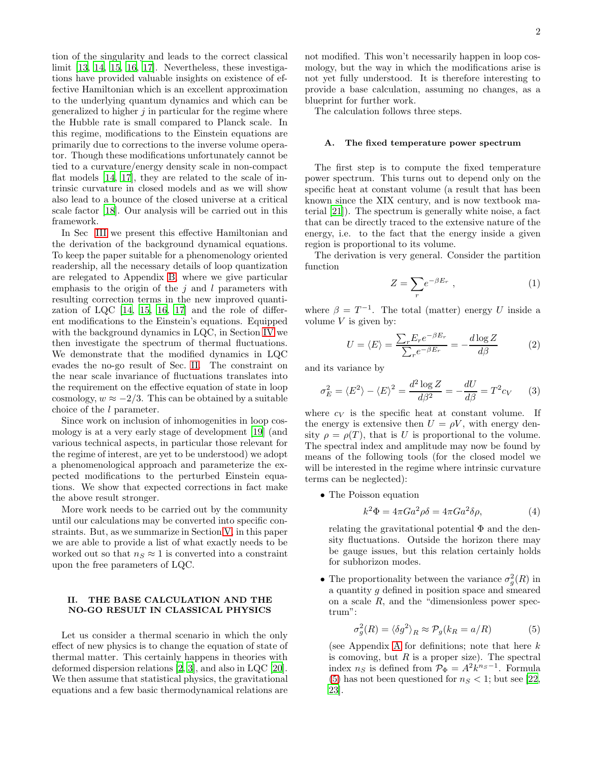tion of the singularity and leads to the correct classical limit [13, 14, 15, 16, 17]. Nevertheless, these investigations have provided valuable insights on existence of effective Hamiltonian which is an excellent approximation to the underlying quantum dynamics and which can be generalized to higher $j$ in particular for the regime where the Hubble rate is small compared to Planck scale. In this regime, modifications to the Einstein equations are primarily due to corrections to the inverse volume operator. Though these modifications unfortunately cannot be tied to a curvature/energy density scale in non-compact flat models [14, 17], they are related to the scale of intrinsic curvature in closed models and as we will show also lead to a bounce of the closed universe at a critical scale factor [18]. Our analysis will be carried out in this framework.

In Sec III we present this effective Hamiltonian and the derivation of the background dynamical equations. To keep the paper suitable for a phenomenology oriented readership, all the necessary details of loop quantization are relegated to Appendix B, where we give particular emphasis to the origin of the $j$ and $l$ parameters with resulting correction terms in the new improved quantization of LQC [14, 15, 16, 17] and the role of different modifications to the Einstein's equations. Equipped with the background dynamics in LQC, in Section IV we then investigate the spectrum of thermal fluctuations. We demonstrate that the modified dynamics in LQC evades the no-go result of Sec. II. The constraint on the near scale invariance of fluctuations translates into the requirement on the effective equation of state in loop cosmology, $w \approx -2/3$. This can be obtained by a suitable choice of the $l$ parameter.

Since work on inclusion of inhomogenities in loop cosmology is at a very early stage of development [19] (and various technical aspects, in particular those relevant for the regime of interest, are yet to be understood) we adopt a phenomenological approach and parameterize the expected modifications to the perturbed Einstein equations. We show that expected corrections in fact make the above result stronger.

More work needs to be carried out by the community until our calculations may be converted into specific constraints. But, as we summarize in Section V, in this paper we are able to provide a list of what exactly needs to be worked out so that $n_S \approx 1$ is converted into a constraint upon the free parameters of LQC.

## II. THE BASE CALCULATION AND THE NO-GO RESULT IN CLASSICAL PHYSICS

Let us consider a thermal scenario in which the only effect of new physics is to change the equation of state of thermal matter. This certainly happens in theories with deformed dispersion relations [2, 3], and also in LQC [20]. We then assume that statistical physics, the gravitational equations and a few basic thermodynamical relations are not modified. This won't necessarily happen in loop cosmology, but the way in which the modifications arise is not yet fully understood. It is therefore interesting to provide a base calculation, assuming no changes, as a blueprint for further work.

The calculation follows three steps.

### A. The fixed temperature power spectrum

The first step is to compute the fixed temperature power spectrum. This turns out to depend only on the specific heat at constant volume (a result that has been known since the XIX century, and is now textbook material [21]). The spectrum is generally white noise, a fact that can be directly traced to the extensive nature of the energy, i.e. to the fact that the energy inside a given region is proportional to its volume.

The derivation is very general. Consider the partition function

$$Z = \sum_r e^{-\beta E_r} \; , \tag{1}$$

where $\beta = T^{-1}$. The total (matter) energy $U$ inside a volume $V$ is given by:

$$U = \langle E \rangle = \frac{\sum_r E_r e^{-\beta E_r}}{\sum_r e^{-\beta E_r}} = -\frac{d \log Z}{d\beta} \tag{2}$$

and its variance by

$$\sigma_E^2 = \langle E^2 \rangle - \langle E \rangle^2 = \frac{d^2 \log Z}{d\beta^2} = -\frac{dU}{d\beta} = T^2 c_V \tag{3}$$

where $c_V$ is the specific heat at constant volume. If the energy is extensive then $U = \rho V$, with energy density $\rho = \rho(T)$, that is $U$ is proportional to the volume. The spectral index and amplitude may now be found by means of the following tools (for the closed model we will be interested in the regime where intrinsic curvature terms can be neglected):

- The Poisson equation

$$k^2 \Phi = 4\pi G a^2 \rho \delta = 4\pi G a^2 \delta\rho, \tag{4}$$

relating the gravitational potential $\Phi$ and the density fluctuations. Outside the horizon there may be gauge issues, but this relation certainly holds for subhorizon modes.

- The proportionality between the variance $\sigma_g^2(R)$ in a quantity $g$ defined in position space and smeared on a scale $R$, and the "dimensionless power spectrum":

$$\sigma_g^2(R) = \langle \delta g^2 \rangle_R \approx \mathcal{P}_g(k_R = a/R) \tag{5}$$

(see Appendix A for definitions; note that here $k$ is comoving, but $R$ is a proper size). The spectral index $n_S$ is defined from $\mathcal{P}_\Phi = A^2 k^{n_S - 1}$. Formula (5) has not been questioned for $n_S < 1$; but see [22, 23].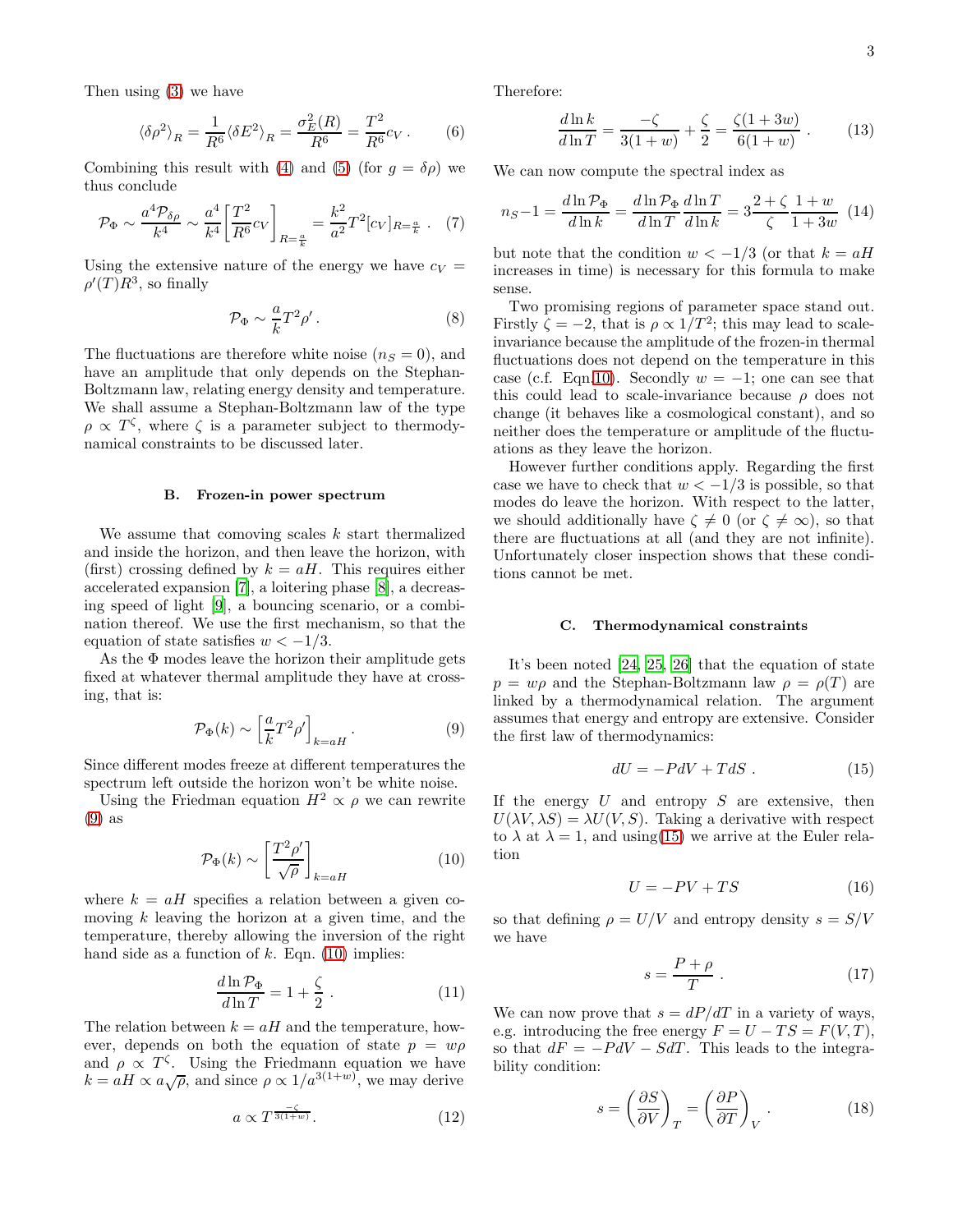Then using (3) we have

$$\langle \delta\rho^2 \rangle_R = \frac{1}{R^6}\langle \delta E^2 \rangle_R = \frac{\sigma_E^2(R)}{R^6} = \frac{T^2}{R^6} c_V \,. \tag{6}$$

Combining this result with (4) and (5) (for $g = \delta\rho$) we thus conclude

$$\mathcal{P}_\Phi \sim \frac{a^4 \mathcal{P}_{\delta\rho}}{k^4} \sim \frac{a^4}{k^4}\left[\frac{T^2}{R^6} c_V\right]_{R=\frac{a}{k}} = \frac{k^2}{a^2} T^2 [c_V]_{R=\frac{a}{k}} \,. \tag{7}$$

Using the extensive nature of the energy we have $c_V = \rho'(T) R^3$, so finally

$$\mathcal{P}_\Phi \sim \frac{a}{k} T^2 \rho' \,. \tag{8}$$

The fluctuations are therefore white noise ($n_S = 0$), and have an amplitude that only depends on the Stephan-Boltzmann law, relating energy density and temperature. We shall assume a Stephan-Boltzmann law of the type $\rho \propto T^\zeta$, where $\zeta$ is a parameter subject to thermodynamical constraints to be discussed later.

### B. Frozen-in power spectrum

We assume that comoving scales $k$ start thermalized and inside the horizon, and then leave the horizon, with (first) crossing defined by $k = aH$. This requires either accelerated expansion [7], a loitering phase [8], a decreasing speed of light [9], a bouncing scenario, or a combination thereof. We use the first mechanism, so that the equation of state satisfies $w < -1/3$.

As the $\Phi$ modes leave the horizon their amplitude gets fixed at whatever thermal amplitude they have at crossing, that is:

$$\mathcal{P}_\Phi(k) \sim \left[\frac{a}{k} T^2 \rho'\right]_{k=aH} . \tag{9}$$

Since different modes freeze at different temperatures the spectrum left outside the horizon won't be white noise.

Using the Friedman equation $H^2 \propto \rho$ we can rewrite (9) as

$$\mathcal{P}_\Phi(k) \sim \left[\frac{T^2 \rho'}{\sqrt{\rho}}\right]_{k=aH} \tag{10}$$

where $k = aH$ specifies a relation between a given comoving $k$ leaving the horizon at a given time, and the temperature, thereby allowing the inversion of the right hand side as a function of $k$. Eqn. (10) implies:

$$\frac{d \ln \mathcal{P}_\Phi}{d \ln T} = 1 + \frac{\zeta}{2} \,. \tag{11}$$

The relation between $k = aH$ and the temperature, however, depends on both the equation of state $p = w\rho$ and $\rho \propto T^\zeta$. Using the Friedmann equation we have $k = aH \propto a\sqrt{\rho}$, and since $\rho \propto 1/a^{3(1+w)}$, we may derive

$$a \propto T^{\frac{-\zeta}{3(1+w)}}. \tag{12}$$

Therefore:

$$\frac{d \ln k}{d \ln T} = \frac{-\zeta}{3(1+w)} + \frac{\zeta}{2} = \frac{\zeta(1+3w)}{6(1+w)} \,. \tag{13}$$

We can now compute the spectral index as

$$n_S - 1 = \frac{d \ln \mathcal{P}_\Phi}{d \ln k} = \frac{d \ln \mathcal{P}_\Phi}{d \ln T}\frac{d \ln T}{d \ln k} = 3\frac{2+\zeta}{\zeta}\frac{1+w}{1+3w} \tag{14}$$

but note that the condition $w < -1/3$ (or that $k = aH$ increases in time) is necessary for this formula to make sense.

Two promising regions of parameter space stand out. Firstly $\zeta = -2$, that is $\rho \propto 1/T^2$; this may lead to scale-invariance because the amplitude of the frozen-in thermal fluctuations does not depend on the temperature in this case (c.f. Eqn.10). Secondly $w = -1$; one can see that this could lead to scale-invariance because $\rho$ does not change (it behaves like a cosmological constant), and so neither does the temperature or amplitude of the fluctuations as they leave the horizon.

However further conditions apply. Regarding the first case we have to check that $w < -1/3$ is possible, so that modes do leave the horizon. With respect to the latter, we should additionally have $\zeta \neq 0$ (or $\zeta \neq \infty$), so that there are fluctuations at all (and they are not infinite). Unfortunately closer inspection shows that these conditions cannot be met.

### C. Thermodynamical constraints

It's been noted [24, 25, 26] that the equation of state $p = w\rho$ and the Stephan-Boltzmann law $\rho = \rho(T)$ are linked by a thermodynamical relation. The argument assumes that energy and entropy are extensive. Consider the first law of thermodynamics:

$$dU = -PdV + TdS \,. \tag{15}$$

If the energy $U$ and entropy $S$ are extensive, then $U(\lambda V, \lambda S) = \lambda U(V, S)$. Taking a derivative with respect to $\lambda$ at $\lambda = 1$, and using(15) we arrive at the Euler relation

$$U = -PV + TS \tag{16}$$

so that defining $\rho = U/V$ and entropy density $s = S/V$ we have

$$s = \frac{P + \rho}{T} \,. \tag{17}$$

We can now prove that $s = dP/dT$ in a variety of ways, e.g. introducing the free energy $F = U - TS = F(V, T)$, so that $dF = -PdV - SdT$. This leads to the integrability condition:

$$s = \left(\frac{\partial S}{\partial V}\right)_T = \left(\frac{\partial P}{\partial T}\right)_V . \tag{18}$$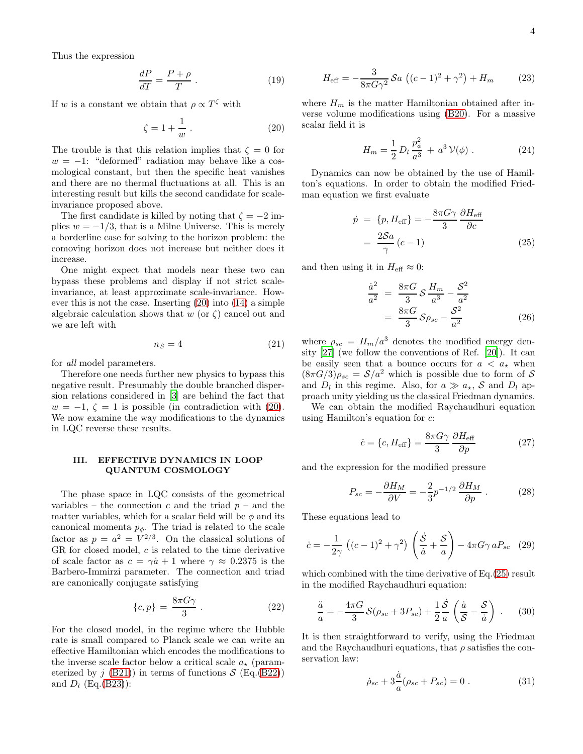Thus the expression

$$\frac{dP}{dT} = \frac{P + \rho}{T} \; . \tag{19}$$

If $w$ is a constant we obtain that $\rho \propto T^{\zeta}$ with

$$\zeta = 1 + \frac{1}{w} \; . \tag{20}$$

The trouble is that this relation implies that $\zeta = 0$ for $w = -1$: "deformed" radiation may behave like a cosmological constant, but then the specific heat vanishes and there are no thermal fluctuations at all. This is an interesting result but kills the second candidate for scale-invariance proposed above.

The first candidate is killed by noting that $\zeta = -2$ implies $w = -1/3$, that is a Milne Universe. This is merely a borderline case for solving to the horizon problem: the comoving horizon does not increase but neither does it increase.

One might expect that models near these two can bypass these problems and display if not strict scale-invariance, at least approximate scale-invariance. However this is not the case. Inserting (20) into (14) a simple algebraic calculation shows that $w$ (or $\zeta$) cancel out and we are left with

$$n_S = 4 \tag{21}$$

for *all* model parameters.

Therefore one needs further new physics to bypass this negative result. Presumably the double branched dispersion relations considered in [3] are behind the fact that $w = -1$, $\zeta = 1$ is possible (in contradiction with (20)). We now examine the way modifications to the dynamics in LQC reverse these results.

## III. EFFECTIVE DYNAMICS IN LOOP QUANTUM COSMOLOGY

The phase space in LQC consists of the geometrical variables – the connection $c$ and the triad $p$ – and the matter variables, which for a scalar field will be $\phi$ and its canonical momenta $p_\phi$. The triad is related to the scale factor as $p = a^2 = V^{2/3}$. On the classical solutions of GR for closed model, $c$ is related to the time derivative of scale factor as $c = \gamma \dot{a} + 1$ where $\gamma \approx 0.2375$ is the Barbero-Immirzi parameter. The connection and triad are canonically conjugate satisfying

$$\{c, p\} = \frac{8\pi G\gamma}{3} \; . \tag{22}$$

For the closed model, in the regime where the Hubble rate is small compared to Planck scale we can write an effective Hamiltonian which encodes the modifications to the inverse scale factor below a critical scale $a_\star$ (parameterized by $j$ (B21)) in terms of functions $\mathcal{S}$ (Eq.(B22)) and $D_l$ (Eq.(B23)):

$$H_{\rm eff} = -\frac{3}{8\pi G\gamma^2}\,\mathcal{S} a\,\left((c-1)^2 + \gamma^2\right) + H_m \tag{23}$$

where $H_m$ is the matter Hamiltonian obtained after inverse volume modifications using (B20). For a massive scalar field it is

$$H_m = \frac{1}{2}\,D_l\,\frac{p_\phi^2}{a^3} \,+\, a^3\,\mathcal{V}(\phi) \; . \tag{24}$$

Dynamics can now be obtained by the use of Hamilton's equations. In order to obtain the modified Friedman equation we first evaluate

$$\begin{aligned} \dot{p} \;&=\; \{p, H_{\rm eff}\} = -\frac{8\pi G\gamma}{3}\,\frac{\partial H_{\rm eff}}{\partial c} \\ &=\; \frac{2\mathcal{S}a}{\gamma}\,(c-1) \end{aligned} \tag{25}$$

and then using it in $H_{\rm eff} \approx 0$:

$$\begin{aligned} \frac{\dot{a}^2}{a^2} \;&=\; \frac{8\pi G}{3}\,\mathcal{S}\,\frac{H_m}{a^3} - \frac{\mathcal{S}^2}{a^2} \\ &=\; \frac{8\pi G}{3}\,\mathcal{S}\rho_{sc} - \frac{\mathcal{S}^2}{a^2} \end{aligned} \tag{26}$$

where $\rho_{sc} = H_m/a^3$ denotes the modified energy density [27] (we follow the conventions of Ref. [20]). It can be easily seen that a bounce occurs for $a < a_\star$ when $(8\pi G/3)\rho_{sc} = \mathcal{S}/a^2$ which is possible due to form of $\mathcal{S}$ and $D_l$ in this regime. Also, for $a \gg a_\star$, $\mathcal{S}$ and $D_l$ approach unity yielding us the classical Friedman dynamics.

We can obtain the modified Raychaudhuri equation using Hamilton's equation for $c$:

$$\dot{c} = \{c, H_{\rm eff}\} = \frac{8\pi G\gamma}{3}\,\frac{\partial H_{\rm eff}}{\partial p} \tag{27}$$

and the expression for the modified pressure

$$P_{sc} = -\frac{\partial H_M}{\partial V} = -\frac{2}{3}p^{-1/2}\,\frac{\partial H_M}{\partial p} \; . \tag{28}$$

These equations lead to

$$\dot{c} = -\frac{1}{2\gamma}\,\left((c-1)^2 + \gamma^2\right)\,\left(\frac{\dot{\mathcal{S}}}{\dot{a}} + \frac{\mathcal{S}}{a}\right) - 4\pi G\gamma\, a P_{sc} \tag{29}$$

which combined with the time derivative of Eq.(25) result in the modified Raychaudhuri equation:

$$\frac{\ddot{a}}{a} = -\frac{4\pi G}{3}\,\mathcal{S}(\rho_{sc} + 3P_{sc}) + \frac{1}{2}\frac{\dot{\mathcal{S}}}{a}\,\left(\frac{\dot{a}}{\mathcal{S}} - \frac{\mathcal{S}}{\dot{a}}\right) \; . \tag{30}$$

It is then straightforward to verify, using the Friedman and the Raychaudhuri equations, that $\rho$ satisfies the conservation law:

$$\dot{\rho}_{sc} + 3\frac{\dot{a}}{a}(\rho_{sc} + P_{sc}) = 0 \; . \tag{31}$$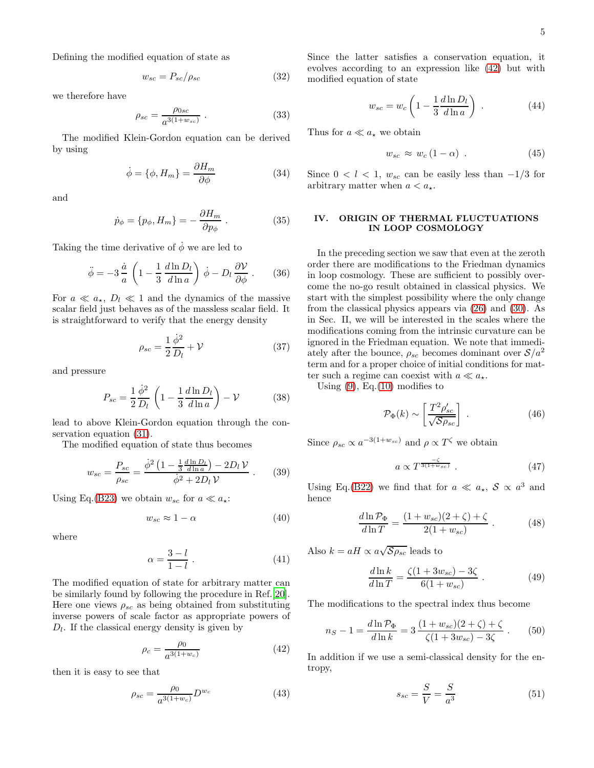Defining the modified equation of state as

$$w_{sc} = P_{sc}/\rho_{sc} \tag{32}$$

we therefore have

$$\rho_{sc} = \frac{\rho_{0sc}}{a^{3(1+w_{sc})}} \ . \tag{33}$$

The modified Klein-Gordon equation can be derived by using

$$\dot{\phi} = \{\phi, H_m\} = \frac{\partial H_m}{\partial \phi} \tag{34}$$

and

$$\dot{p}_\phi = \{p_\phi, H_m\} = -\frac{\partial H_m}{\partial p_\phi} \ . \tag{35}$$

Taking the time derivative of $\dot{\phi}$ we are led to

$$\ddot{\phi} = -3\,\frac{\dot{a}}{a}\,\left(1 - \frac{1}{3}\,\frac{d\ln D_l}{d\ln a}\right)\,\dot{\phi} - D_l\,\frac{\partial \mathcal{V}}{\partial \phi} \ . \tag{36}$$

For $a \ll a_\star$, $D_l \ll 1$ and the dynamics of the massive scalar field just behaves as of the massless scalar field. It is straightforward to verify that the energy density

$$\rho_{sc} = \frac{1}{2}\,\frac{\dot{\phi}^2}{D_l} + \mathcal{V} \tag{37}$$

and pressure

$$P_{sc} = \frac{1}{2}\,\frac{\dot{\phi}^2}{D_l}\,\left(1 - \frac{1}{3}\,\frac{d\ln D_l}{d\ln a}\right) - \mathcal{V} \tag{38}$$

lead to above Klein-Gordon equation through the conservation equation (31).

The modified equation of state thus becomes

$$w_{sc} = \frac{P_{sc}}{\rho_{sc}} = \frac{\dot{\phi}^2\left(1 - \frac{1}{3}\frac{d\ln D_l}{d\ln a}\right) - 2D_l\,\mathcal{V}}{\dot{\phi}^2 + 2D_l\,\mathcal{V}} \ . \tag{39}$$

Using Eq.(B23) we obtain $w_{sc}$ for $a \ll a_\star$:

$$w_{sc} \approx 1 - \alpha \tag{40}$$

where

$$\alpha = \frac{3-l}{1-l} \ . \tag{41}$$

The modified equation of state for arbitrary matter can be similarly found by following the procedure in Ref. [20]. Here one views $\rho_{sc}$ as being obtained from substituting inverse powers of scale factor as appropriate powers of $D_l$. If the classical energy density is given by

$$\rho_c = \frac{\rho_0}{a^{3(1+w_c)}} \tag{42}$$

then it is easy to see that

$$\rho_{sc} = \frac{\rho_0}{a^{3(1+w_c)}} D^{w_c} \tag{43}$$

Since the latter satisfies a conservation equation, it evolves according to an expression like (42) but with modified equation of state

$$w_{sc} = w_c\left(1 - \frac{1}{3}\,\frac{d\ln D_l}{d\ln a}\right) \ . \tag{44}$$

Thus for $a \ll a_\star$ we obtain

$$w_{sc} \;\approx\; w_c\,(1-\alpha) \ . \tag{45}$$

Since $0 < l < 1$, $w_{sc}$ can be easily less than $-1/3$ for arbitrary matter when $a < a_\star$.

## IV. ORIGIN OF THERMAL FLUCTUATIONS IN LOOP COSMOLOGY

In the preceding section we saw that even at the zeroth order there are modifications to the Friedman dynamics in loop cosmology. These are sufficient to possibly overcome the no-go result obtained in classical physics. We start with the simplest possibility where the only change from the classical physics appears via (26) and (30). As in Sec. II, we will be interested in the scales where the modifications coming from the intrinsic curvature can be ignored in the Friedman equation. We note that immediately after the bounce, $\rho_{sc}$ becomes dominant over $\mathcal{S}/a^2$ term and for a proper choice of initial conditions for matter such a regime can coexist with $a \ll a_\star$.

Using (9), Eq.(10) modifies to

$$\mathcal{P}_\Phi(k) \sim \left[\frac{T^2\rho'_{sc}}{\sqrt{\mathcal{S}\rho_{sc}}}\right] \ . \tag{46}$$

Since $\rho_{sc} \propto a^{-3(1+w_{sc})}$ and $\rho \propto T^\zeta$ we obtain

$$a \propto T^{\frac{-\zeta}{3(1+w_{sc})}} \ . \tag{47}$$

Using Eq.(B22) we find that for $a \ll a_\star$, $\mathcal{S} \propto a^3$ and hence

$$\frac{d\ln\mathcal{P}_\Phi}{d\ln T} = \frac{(1+w_{sc})(2+\zeta)+\zeta}{2(1+w_{sc})} \ . \tag{48}$$

Also $k = aH \propto a\sqrt{\mathcal{S}\rho_{sc}}$ leads to

$$\frac{d\ln k}{d\ln T} = \frac{\zeta(1+3w_{sc}) - 3\zeta}{6(1+w_{sc})} \ . \tag{49}$$

The modifications to the spectral index thus become

$$n_S - 1 = \frac{d\ln\mathcal{P}_\Phi}{d\ln k} = 3\,\frac{(1+w_{sc})(2+\zeta)+\zeta}{\zeta(1+3w_{sc}) - 3\zeta} \ . \tag{50}$$

In addition if we use a semi-classical density for the entropy,

$$s_{sc} = \frac{S}{V} = \frac{S}{a^3} \tag{51}$$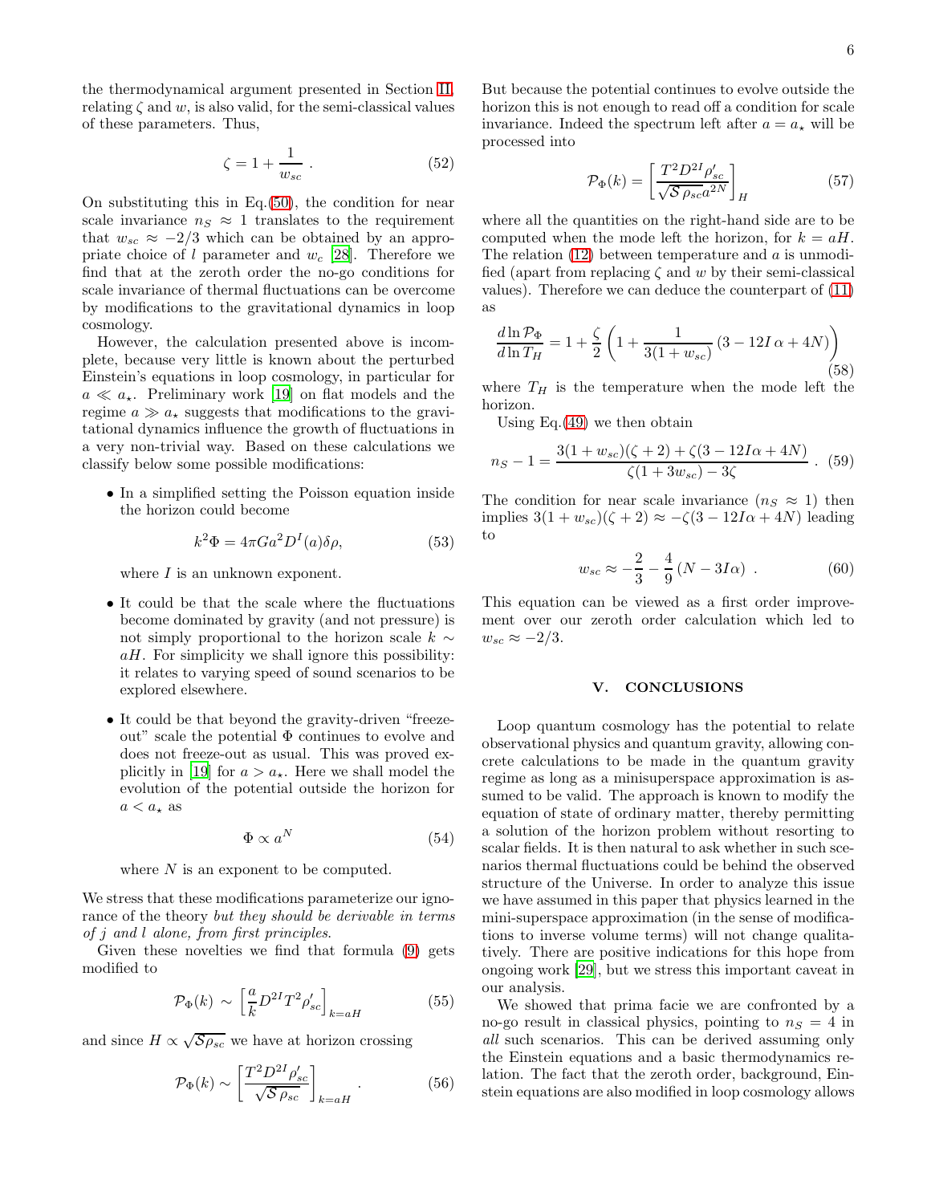the thermodynamical argument presented in Section II, relating $\zeta$ and $w$, is also valid, for the semi-classical values of these parameters. Thus,

$$\zeta = 1 + \frac{1}{w_{sc}} . \tag{52}$$

On substituting this in Eq.(50), the condition for near scale invariance $n_S \approx 1$ translates to the requirement that $w_{sc} \approx -2/3$ which can be obtained by an appropriate choice of $l$ parameter and $w_c$ [28]. Therefore we find that at the zeroth order the no-go conditions for scale invariance of thermal fluctuations can be overcome by modifications to the gravitational dynamics in loop cosmology.

However, the calculation presented above is incomplete, because very little is known about the perturbed Einstein's equations in loop cosmology, in particular for $a \ll a_\star$. Preliminary work [19] on flat models and the regime $a \gg a_\star$ suggests that modifications to the gravitational dynamics influence the growth of fluctuations in a very non-trivial way. Based on these calculations we classify below some possible modifications:

- In a simplified setting the Poisson equation inside the horizon could become

$$k^2\Phi = 4\pi G a^2 D^I(a)\delta\rho, \tag{53}$$

  where $I$ is an unknown exponent.

- It could be that the scale where the fluctuations become dominated by gravity (and not pressure) is not simply proportional to the horizon scale $k \sim aH$. For simplicity we shall ignore this possibility: it relates to varying speed of sound scenarios to be explored elsewhere.

- It could be that beyond the gravity-driven "freeze-out" scale the potential $\Phi$ continues to evolve and does not freeze-out as usual. This was proved explicitly in [19] for $a > a_\star$. Here we shall model the evolution of the potential outside the horizon for $a < a_\star$ as

$$\Phi \propto a^N \tag{54}$$

  where $N$ is an exponent to be computed.

We stress that these modifications parameterize our ignorance of the theory *but they should be derivable in terms of j and l alone, from first principles*.

Given these novelties we find that formula (9) gets modified to

$$\mathcal{P}_\Phi(k) \sim \left[\frac{a}{k} D^{2I} T^2 \rho'_{sc}\right]_{k=aH} \tag{55}$$

and since $H \propto \sqrt{\mathcal{S}\rho_{sc}}$ we have at horizon crossing

$$\mathcal{P}_\Phi(k) \sim \left[\frac{T^2 D^{2I}\rho'_{sc}}{\sqrt{\mathcal{S}\,\rho_{sc}}}\right]_{k=aH} . \tag{56}$$

But because the potential continues to evolve outside the horizon this is not enough to read off a condition for scale invariance. Indeed the spectrum left after $a = a_\star$ will be processed into

$$\mathcal{P}_\Phi(k) = \left[\frac{T^2 D^{2I}\rho'_{sc}}{\sqrt{\mathcal{S}\,\rho_{sc}}a^{2N}}\right]_H \tag{57}$$

where all the quantities on the right-hand side are to be computed when the mode left the horizon, for $k = aH$. The relation (12) between temperature and $a$ is unmodified (apart from replacing $\zeta$ and $w$ by their semi-classical values). Therefore we can deduce the counterpart of (11) as

$$\frac{d\ln \mathcal{P}_\Phi}{d\ln T_H} = 1 + \frac{\zeta}{2}\left(1 + \frac{1}{3(1+w_{sc})}\left(3 - 12I\,\alpha + 4N\right)\right) \tag{58}$$

where $T_H$ is the temperature when the mode left the horizon.

Using Eq.(49) we then obtain

$$n_S - 1 = \frac{3(1+w_{sc})(\zeta+2) + \zeta(3 - 12I\alpha + 4N)}{\zeta(1+3w_{sc}) - 3\zeta} . \tag{59}$$

The condition for near scale invariance ($n_S \approx 1$) then implies $3(1+w_{sc})(\zeta+2) \approx -\zeta(3 - 12I\alpha + 4N)$ leading to

$$w_{sc} \approx -\frac{2}{3} - \frac{4}{9}\left(N - 3I\alpha\right) . \tag{60}$$

This equation can be viewed as a first order improvement over our zeroth order calculation which led to $w_{sc} \approx -2/3$.

## V. CONCLUSIONS

Loop quantum cosmology has the potential to relate observational physics and quantum gravity, allowing concrete calculations to be made in the quantum gravity regime as long as a minisuperspace approximation is assumed to be valid. The approach is known to modify the equation of state of ordinary matter, thereby permitting a solution of the horizon problem without resorting to scalar fields. It is then natural to ask whether in such scenarios thermal fluctuations could be behind the observed structure of the Universe. In order to analyze this issue we have assumed in this paper that physics learned in the mini-superspace approximation (in the sense of modifications to inverse volume terms) will not change qualitatively. There are positive indications for this hope from ongoing work [29], but we stress this important caveat in our analysis.

We showed that prima facie we are confronted by a no-go result in classical physics, pointing to $n_S = 4$ in *all* such scenarios. This can be derived assuming only the Einstein equations and a basic thermodynamics relation. The fact that the zeroth order, background, Einstein equations are also modified in loop cosmology allows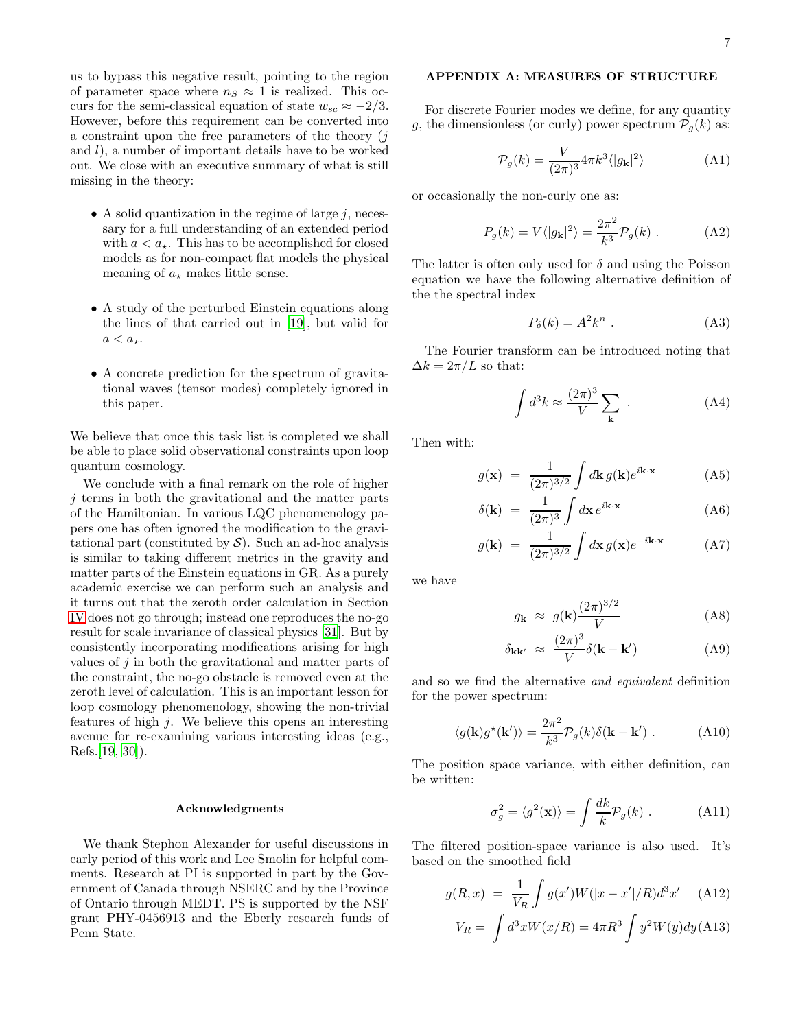us to bypass this negative result, pointing to the region of parameter space where $n_S \approx 1$ is realized. This occurs for the semi-classical equation of state $w_{sc} \approx -2/3$. However, before this requirement can be converted into a constraint upon the free parameters of the theory ($j$ and $l$), a number of important details have to be worked out. We close with an executive summary of what is still missing in the theory:

- A solid quantization in the regime of large $j$, necessary for a full understanding of an extended period with $a < a_\star$. This has to be accomplished for closed models as for non-compact flat models the physical meaning of $a_\star$ makes little sense.
- A study of the perturbed Einstein equations along the lines of that carried out in [19], but valid for $a < a_\star$.
- A concrete prediction for the spectrum of gravitational waves (tensor modes) completely ignored in this paper.

We believe that once this task list is completed we shall be able to place solid observational constraints upon loop quantum cosmology.

We conclude with a final remark on the role of higher $j$ terms in both the gravitational and the matter parts of the Hamiltonian. In various LQC phenomenology papers one has often ignored the modification to the gravitational part (constituted by $\mathcal{S}$). Such an ad-hoc analysis is similar to taking different metrics in the gravity and matter parts of the Einstein equations in GR. As a purely academic exercise we can perform such an analysis and it turns out that the zeroth order calculation in Section IV does not go through; instead one reproduces the no-go result for scale invariance of classical physics [31]. But by consistently incorporating modifications arising for high values of $j$ in both the gravitational and matter parts of the constraint, the no-go obstacle is removed even at the zeroth level of calculation. This is an important lesson for loop cosmology phenomenology, showing the non-trivial features of high $j$. We believe this opens an interesting avenue for re-examining various interesting ideas (e.g., Refs.[19, 30]).

#### Acknowledgments

We thank Stephon Alexander for useful discussions in early period of this work and Lee Smolin for helpful comments. Research at PI is supported in part by the Government of Canada through NSERC and by the Province of Ontario through MEDT. PS is supported by the NSF grant PHY-0456913 and the Eberly research funds of Penn State.

## APPENDIX A: MEASURES OF STRUCTURE

For discrete Fourier modes we define, for any quantity $g$, the dimensionless (or curly) power spectrum $\mathcal{P}_g(k)$ as:

$$\mathcal{P}_g(k) = \frac{V}{(2\pi)^3} 4\pi k^3 \langle |g_{\mathbf{k}}|^2 \rangle \tag{A1}$$

or occasionally the non-curly one as:

$$P_g(k) = V \langle |g_{\mathbf{k}}|^2 \rangle = \frac{2\pi^2}{k^3} \mathcal{P}_g(k) \; . \tag{A2}$$

The latter is often only used for $\delta$ and using the Poisson equation we have the following alternative definition of the the spectral index

$$P_\delta(k) = A^2 k^n \; . \tag{A3}$$

The Fourier transform can be introduced noting that $\Delta k = 2\pi/L$ so that:

$$\int d^3 k \approx \frac{(2\pi)^3}{V} \sum_{\mathbf{k}} \; . \tag{A4}$$

Then with:

$$g(\mathbf{x}) \; = \; \frac{1}{(2\pi)^{3/2}} \int d\mathbf{k}\, g(\mathbf{k}) e^{i\mathbf{k}\cdot\mathbf{x}} \tag{A5}$$

$$\delta(\mathbf{k}) \; = \; \frac{1}{(2\pi)^3} \int d\mathbf{x}\, e^{i\mathbf{k}\cdot\mathbf{x}} \tag{A6}$$

$$g(\mathbf{k}) \; = \; \frac{1}{(2\pi)^{3/2}} \int d\mathbf{x}\, g(\mathbf{x}) e^{-i\mathbf{k}\cdot\mathbf{x}} \tag{A7}$$

we have

$$g_{\mathbf{k}} \; \approx \; g(\mathbf{k}) \frac{(2\pi)^{3/2}}{V} \tag{A8}$$

$$\delta_{\mathbf{k}\mathbf{k}'} \; \approx \; \frac{(2\pi)^3}{V} \delta(\mathbf{k} - \mathbf{k}') \tag{A9}$$

and so we find the alternative *and equivalent* definition for the power spectrum:

$$\langle g(\mathbf{k}) g^\star(\mathbf{k}') \rangle = \frac{2\pi^2}{k^3} \mathcal{P}_g(k) \delta(\mathbf{k} - \mathbf{k}') \; . \tag{A10}$$

The position space variance, with either definition, can be written:

$$\sigma_g^2 = \langle g^2(\mathbf{x}) \rangle = \int \frac{dk}{k} \mathcal{P}_g(k) \; . \tag{A11}$$

The filtered position-space variance is also used. It's based on the smoothed field

$$g(R, x) \; = \; \frac{1}{V_R} \int g(x') W(|x - x'|/R) d^3 x' \tag{A12}$$

$$V_R = \; \int d^3 x W(x/R) = 4\pi R^3 \int y^2 W(y) dy \tag{A13}$$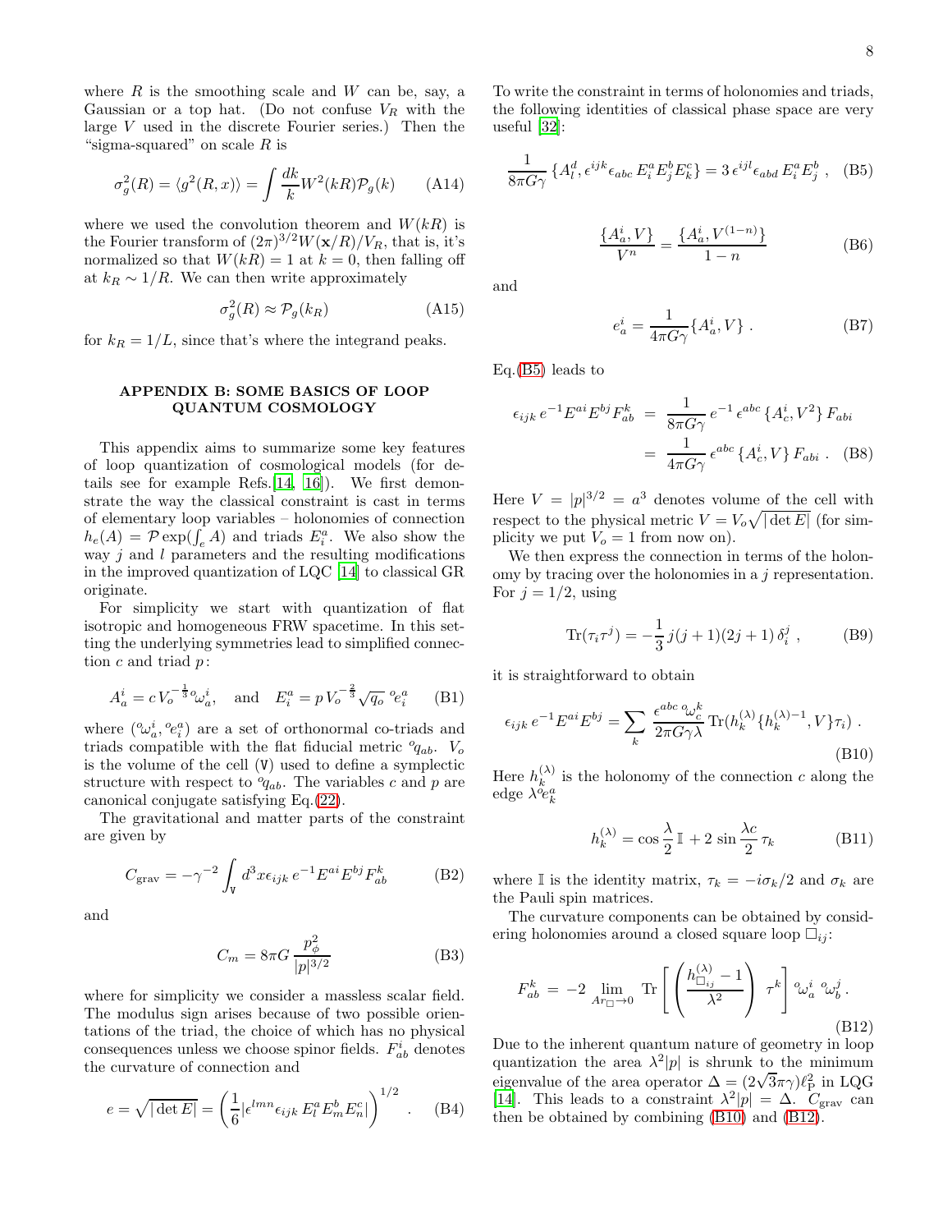where $R$ is the smoothing scale and $W$ can be, say, a Gaussian or a top hat. (Do not confuse $V_R$ with the large $V$ used in the discrete Fourier series.) Then the "sigma-squared" on scale $R$ is

$$\sigma_g^2(R) = \langle g^2(R,x) \rangle = \int \frac{dk}{k} W^2(kR) \mathcal{P}_g(k) \qquad \text{(A14)}$$

where we used the convolution theorem and $W(kR)$ is the Fourier transform of $(2\pi)^{3/2} W(\mathbf{x}/R)/V_R$, that is, it's normalized so that $W(kR) = 1$ at $k = 0$, then falling off at $k_R \sim 1/R$. We can then write approximately

$$\sigma_g^2(R) \approx \mathcal{P}_g(k_R) \qquad \text{(A15)}$$

for $k_R = 1/L$, since that's where the integrand peaks.

## APPENDIX B: SOME BASICS OF LOOP QUANTUM COSMOLOGY

This appendix aims to summarize some key features of loop quantization of cosmological models (for details see for example Refs.[14, 16]). We first demonstrate the way the classical constraint is cast in terms of elementary loop variables – holonomies of connection $h_e(A) = \mathcal{P}\exp(\int_e A)$ and triads $E_i^a$. We also show the way $j$ and $l$ parameters and the resulting modifications in the improved quantization of LQC [14] to classical GR originate.

For simplicity we start with quantization of flat isotropic and homogeneous FRW spacetime. In this setting the underlying symmetries lead to simplified connection $c$ and triad $p$:

$$A_a^i = c\, V_o^{-\frac{1}{3}}\, {}^o\omega_a^i, \quad \text{and} \quad E_i^a = p\, V_o^{-\frac{2}{3}} \sqrt{q_o}\; {}^o e_i^a \qquad \text{(B1)}$$

where $({}^o\omega_a^i, {}^o e_i^a)$ are a set of orthonormal co-triads and triads compatible with the flat fiducial metric ${}^o q_{ab}$. $V_o$ is the volume of the cell ($\mathtt{V}$) used to define a symplectic structure with respect to ${}^o q_{ab}$. The variables $c$ and $p$ are canonical conjugate satisfying Eq.(22).

The gravitational and matter parts of the constraint are given by

$$C_{\rm grav} = -\gamma^{-2} \int_{\mathtt{V}} d^3x \epsilon_{ijk}\, e^{-1} E^{ai} E^{bj} F_{ab}^k \qquad \text{(B2)}$$

and

$$C_m = 8\pi G\, \frac{p_\phi^2}{|p|^{3/2}} \qquad \text{(B3)}$$

where for simplicity we consider a massless scalar field. The modulus sign arises because of two possible orientations of the triad, the choice of which has no physical consequences unless we choose spinor fields. $F_{ab}^i$ denotes the curvature of connection and

$$e = \sqrt{|\det E|} = \left(\frac{1}{6} |\epsilon^{lmn} \epsilon_{ijk}\, E_l^a E_m^b E_n^c|\right)^{1/2} . \qquad \text{(B4)}$$

To write the constraint in terms of holonomies and triads, the following identities of classical phase space are very useful [32]:

$$\frac{1}{8\pi G\gamma} \left\{A_l^d, \epsilon^{ijk} \epsilon_{abc}\, E_i^a E_j^b E_k^c\right\} = 3\, \epsilon^{ijl} \epsilon_{abd}\, E_i^a E_j^b \; , \qquad \text{(B5)}$$

$$\frac{\{A_a^i, V\}}{V^n} = \frac{\{A_a^i, V^{(1-n)}\}}{1-n} \qquad \text{(B6)}$$

and

$$e_a^i = \frac{1}{4\pi G\gamma} \{A_a^i, V\} \; . \qquad \text{(B7)}$$

Eq.(B5) leads to

$$\begin{aligned} \epsilon_{ijk}\, e^{-1} E^{ai} E^{bj} F_{ab}^k \; &= \; \frac{1}{8\pi G\gamma}\, e^{-1}\, \epsilon^{abc} \{A_c^i, V^2\}\, F_{abi} \\ &= \; \frac{1}{4\pi G\gamma}\, \epsilon^{abc} \{A_c^i, V\}\, F_{abi} \; . \end{aligned} \qquad \text{(B8)}$$

Here $V = |p|^{3/2} = a^3$ denotes volume of the cell with respect to the physical metric $V = V_o\sqrt{|\det E|}$ (for simplicity we put $V_o = 1$ from now on).

We then express the connection in terms of the holonomy by tracing over the holonomies in a $j$ representation. For $j = 1/2$, using

$$\mathrm{Tr}(\tau_i \tau^j) = -\frac{1}{3}\, j(j+1)(2j+1)\, \delta_i^j \; , \qquad \text{(B9)}$$

it is straightforward to obtain

$$\epsilon_{ijk}\, e^{-1} E^{ai} E^{bj} = \sum_k \frac{\epsilon^{abc}\; {}^o\omega_c^k}{2\pi G\gamma\lambda}\, \mathrm{Tr}(h_k^{(\lambda)} \{h_k^{(\lambda)-1}, V\} \tau_i) \; . \qquad \text{(B10)}$$

Here $h_k^{(\lambda)}$ is the holonomy of the connection $c$ along the edge $\lambda\, {}^o e_k^a$

$$h_k^{(\lambda)} = \cos\frac{\lambda}{2}\, \mathbb{I} + 2\, \sin\frac{\lambda c}{2}\, \tau_k \qquad \text{(B11)}$$

where $\mathbb{I}$ is the identity matrix, $\tau_k = -i\sigma_k/2$ and $\sigma_k$ are the Pauli spin matrices.

The curvature components can be obtained by considering holonomies around a closed square loop $\square_{ij}$:

$$F_{ab}^k \; = \; -2 \lim_{Ar_\square \to 0} \mathrm{Tr}\left[\left(\frac{h_{\square_{ij}}^{(\lambda)} - 1}{\lambda^2}\right) \tau^k\right] {}^o\omega_a^i\; {}^o\omega_b^j \, . \qquad \text{(B12)}$$

Due to the inherent quantum nature of geometry in loop quantization the area $\lambda^2|p|$ is shrunk to the minimum eigenvalue of the area operator $\Delta = (2\sqrt{3}\pi\gamma)\ell_{\rm P}^2$ in LQG [14]. This leads to a constraint $\lambda^2|p| = \Delta$. $C_{\rm grav}$ can then be obtained by combining (B10) and (B12).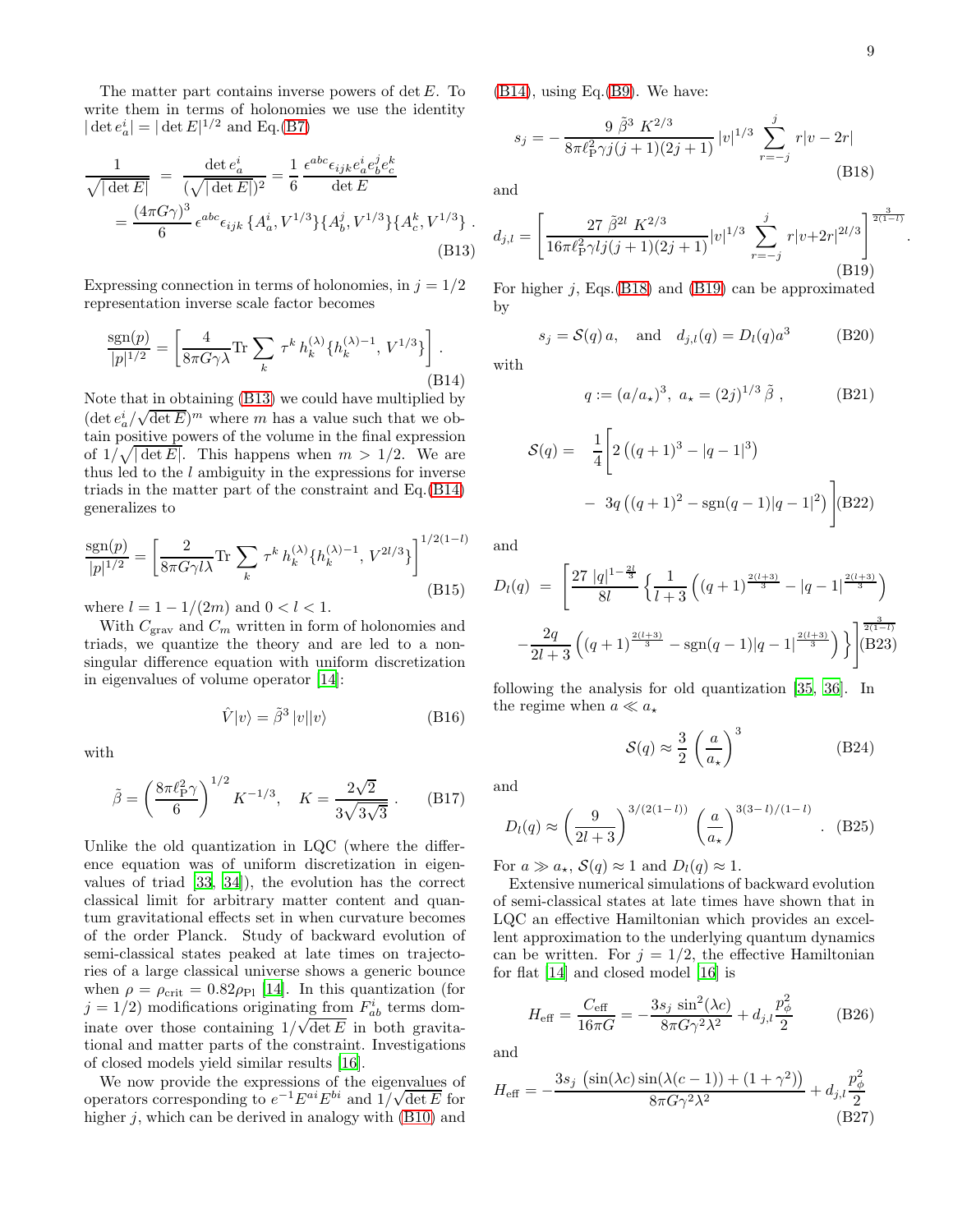The matter part contains inverse powers of $\det E$. To write them in terms of holonomies we use the identity $|\det e_a^i| = |\det E|^{1/2}$ and Eq.(B7)

$$\frac{1}{\sqrt{|\det E|}} = \frac{\det e_a^i}{(\sqrt{|\det E|})^2} = \frac{1}{6}\,\frac{\epsilon^{abc}\epsilon_{ijk} e_a^i e_b^j e_c^k}{\det E}$$
$$= \frac{(4\pi G\gamma)^3}{6}\,\epsilon^{abc}\epsilon_{ijk}\,\{A_a^i, V^{1/3}\}\{A_b^j, V^{1/3}\}\{A_c^k, V^{1/3}\}\ . \tag{B13}$$

Expressing connection in terms of holonomies, in $j = 1/2$ representation inverse scale factor becomes

$$\frac{\mathrm{sgn}(p)}{|p|^{1/2}} = \left[\frac{4}{8\pi G\gamma\lambda}\mathrm{Tr}\sum_k \tau^k\, h_k^{(\lambda)}\{h_k^{(\lambda)-1}, V^{1/3}\}\right]\ . \tag{B14}$$

Note that in obtaining (B13) we could have multiplied by $(\det e_a^i/\sqrt{\det E})^m$ where $m$ has a value such that we obtain positive powers of the volume in the final expression of $1/\sqrt{|\det E|}$. This happens when $m > 1/2$. We are thus led to the $l$ ambiguity in the expressions for inverse triads in the matter part of the constraint and Eq.(B14) generalizes to

$$\frac{\mathrm{sgn}(p)}{|p|^{1/2}} = \left[\frac{2}{8\pi G\gamma l\lambda}\mathrm{Tr}\sum_k \tau^k\, h_k^{(\lambda)}\{h_k^{(\lambda)-1}, V^{2l/3}\}\right]^{1/2(1-l)} \tag{B15}$$

where $l = 1 - 1/(2m)$ and $0 < l < 1$.

With $C_{\rm grav}$ and $C_m$ written in form of holonomies and triads, we quantize the theory and are led to a non-singular difference equation with uniform discretization in eigenvalues of volume operator [14]:

$$\hat{V}|v\rangle = \tilde{\beta}^3\,|v||v\rangle \tag{B16}$$

with

$$\tilde{\beta} = \left(\frac{8\pi\ell_{\rm P}^2\gamma}{6}\right)^{1/2} K^{-1/3}, \quad K = \frac{2\sqrt{2}}{3\sqrt{3\sqrt{3}}}\ . \tag{B17}$$

Unlike the old quantization in LQC (where the difference equation was of uniform discretization in eigenvalues of triad [33, 34]), the evolution has the correct classical limit for arbitrary matter content and quantum gravitational effects set in when curvature becomes of the order Planck. Study of backward evolution of semi-classical states peaked at late times on trajectories of a large classical universe shows a generic bounce when $\rho = \rho_{\rm crit} = 0.82\rho_{\rm Pl}$ [14]. In this quantization (for $j = 1/2$) modifications originating from $F_{ab}^i$ terms dominate over those containing $1/\sqrt{\det E}$ in both gravitational and matter parts of the constraint. Investigations of closed models yield similar results [16].

We now provide the expressions of the eigenvalues of operators corresponding to $e^{-1}E^{ai}E^{bi}$ and $1/\sqrt{\det E}$ for higher $j$, which can be derived in analogy with (B10) and (B14), using Eq.(B9). We have:

$$s_j = -\frac{9\,\tilde{\beta}^3\,K^{2/3}}{8\pi\ell_{\rm P}^2\gamma j(j+1)(2j+1)}\,|v|^{1/3}\sum_{r=-j}^{j} r|v-2r| \tag{B18}$$

and

$$d_{j,l} = \left[\frac{27\,\tilde{\beta}^{2l}\,K^{2/3}}{16\pi\ell_{\rm P}^2\gamma l j(j+1)(2j+1)}|v|^{1/3}\sum_{r=-j}^{j} r|v+2r|^{2l/3}\right]^{\frac{3}{2(1-l)}}. \tag{B19}$$

For higher $j$, Eqs.(B18) and (B19) can be approximated by

$$s_j = \mathcal{S}(q)\,a, \quad \text{and} \quad d_{j,l}(q) = D_l(q)a^3 \tag{B20}$$

with

$$q := (a/a_\star)^3,\ a_\star = (2j)^{1/3}\,\tilde{\beta}\ , \tag{B21}$$

$$\mathcal{S}(q) = \frac{1}{4}\Big[2\left((q+1)^3 - |q-1|^3\right) - 3q\left((q+1)^2 - \mathrm{sgn}(q-1)|q-1|^2\right)\Big] \tag{B22}$$

and

$$D_l(q) = \left[\frac{27\,|q|^{1-\frac{2l}{3}}}{8l}\left\{\frac{1}{l+3}\left((q+1)^{\frac{2(l+3)}{3}} - |q-1|^{\frac{2(l+3)}{3}}\right) - \frac{2q}{2l+3}\left((q+1)^{\frac{2(l+3)}{3}} - \mathrm{sgn}(q-1)|q-1|^{\frac{2(l+3)}{3}}\right)\right\}\right]^{\frac{3}{2(1-l)}} \tag{B23}$$

following the analysis for old quantization [35, 36]. In the regime when $a \ll a_\star$

$$\mathcal{S}(q) \approx \frac{3}{2}\left(\frac{a}{a_\star}\right)^3 \tag{B24}$$

and

$$D_l(q) \approx \left(\frac{9}{2l+3}\right)^{3/(2(1-l))}\left(\frac{a}{a_\star}\right)^{3(3-l)/(1-l)}\ . \tag{B25}$$

For $a \gg a_\star$, $\mathcal{S}(q) \approx 1$ and $D_l(q) \approx 1$.

Extensive numerical simulations of backward evolution of semi-classical states at late times have shown that in LQC an effective Hamiltonian which provides an excellent approximation to the underlying quantum dynamics can be written. For $j = 1/2$, the effective Hamiltonian for flat [14] and closed model [16] is

$$H_{\rm eff} = \frac{C_{\rm eff}}{16\pi G} = -\frac{3s_j\,\sin^2(\lambda c)}{8\pi G\gamma^2\lambda^2} + d_{j,l}\frac{p_\phi^2}{2} \tag{B26}$$

and

$$H_{\rm eff} = -\frac{3s_j\,\left(\sin(\lambda c)\sin(\lambda(c-1)) + (1+\gamma^2)\right)}{8\pi G\gamma^2\lambda^2} + d_{j,l}\frac{p_\phi^2}{2} \tag{B27}$$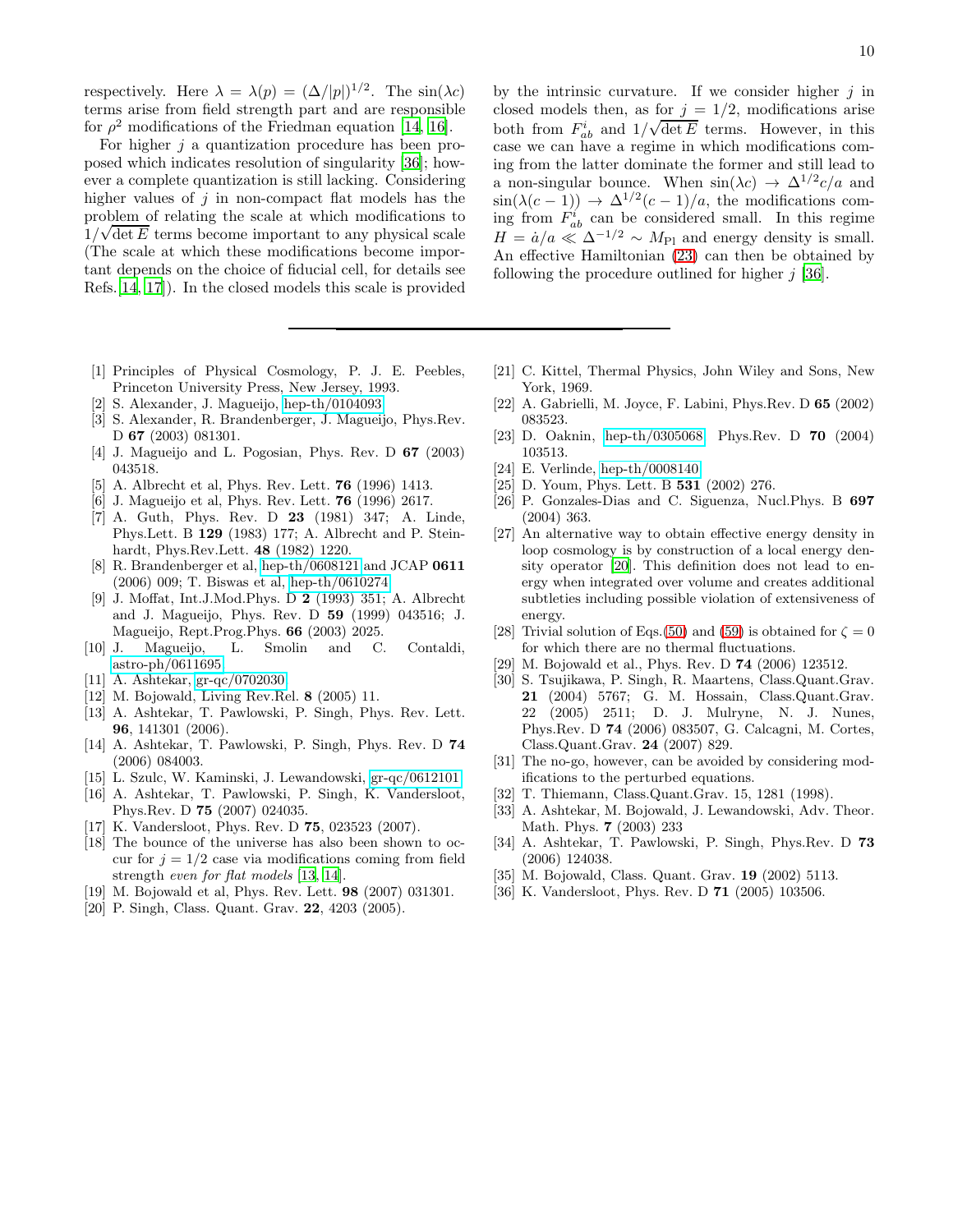respectively. Here $\lambda = \lambda(p) = (\Delta/|p|)^{1/2}$. The $\sin(\lambda c)$ terms arise from field strength part and are responsible for $\rho^2$ modifications of the Friedman equation [14, 16].

For higher $j$ a quantization procedure has been proposed which indicates resolution of singularity [36]; however a complete quantization is still lacking. Considering higher values of $j$ in non-compact flat models has the problem of relating the scale at which modifications to $1/\sqrt{\det E}$ terms become important to any physical scale (The scale at which these modifications become important depends on the choice of fiducial cell, for details see Refs. [14, 17]). In the closed models this scale is provided by the intrinsic curvature. If we consider higher $j$ in closed models then, as for $j = 1/2$, modifications arise both from $F^i_{ab}$ and $1/\sqrt{\det E}$ terms. However, in this case we can have a regime in which modifications coming from the latter dominate the former and still lead to a non-singular bounce. When $\sin(\lambda c) \to \Delta^{1/2} c/a$ and $\sin(\lambda(c-1)) \to \Delta^{1/2}(c-1)/a$, the modifications coming from $F^i_{ab}$ can be considered small. In this regime $H = \dot{a}/a \ll \Delta^{-1/2} \sim M_{\rm Pl}$ and energy density is small. An effective Hamiltonian (23) can then be obtained by following the procedure outlined for higher $j$ [36].

---

[1] Principles of Physical Cosmology, P. J. E. Peebles, Princeton University Press, New Jersey, 1993.
[2] S. Alexander, J. Magueijo, hep-th/0104093
[3] S. Alexander, R. Brandenberger, J. Magueijo, Phys.Rev. D **67** (2003) 081301.
[4] J. Magueijo and L. Pogosian, Phys. Rev. D **67** (2003) 043518.
[5] A. Albrecht et al, Phys. Rev. Lett. **76** (1996) 1413.
[6] J. Magueijo et al, Phys. Rev. Lett. **76** (1996) 2617.
[7] A. Guth, Phys. Rev. D **23** (1981) 347; A. Linde, Phys.Lett. B **129** (1983) 177; A. Albrecht and P. Steinhardt, Phys.Rev.Lett. **48** (1982) 1220.
[8] R. Brandenberger et al, hep-th/0608121 and JCAP **0611** (2006) 009; T. Biswas et al, hep-th/0610274
[9] J. Moffat, Int.J.Mod.Phys. D **2** (1993) 351; A. Albrecht and J. Magueijo, Phys. Rev. D **59** (1999) 043516; J. Magueijo, Rept.Prog.Phys. **66** (2003) 2025.
[10] J. Magueijo, L. Smolin and C. Contaldi, astro-ph/0611695
[11] A. Ashtekar, gr-qc/0702030
[12] M. Bojowald, Living Rev.Rel. **8** (2005) 11.
[13] A. Ashtekar, T. Pawlowski, P. Singh, Phys. Rev. Lett. **96**, 141301 (2006).
[14] A. Ashtekar, T. Pawlowski, P. Singh, Phys. Rev. D **74** (2006) 084003.
[15] L. Szulc, W. Kaminski, J. Lewandowski, gr-qc/0612101
[16] A. Ashtekar, T. Pawlowski, P. Singh, K. Vandersloot, Phys.Rev. D **75** (2007) 024035.
[17] K. Vandersloot, Phys. Rev. D **75**, 023523 (2007).
[18] The bounce of the universe has also been shown to occur for $j = 1/2$ case via modifications coming from field strength *even for flat models* [13, 14].
[19] M. Bojowald et al, Phys. Rev. Lett. **98** (2007) 031301.
[20] P. Singh, Class. Quant. Grav. **22**, 4203 (2005).
[21] C. Kittel, Thermal Physics, John Wiley and Sons, New York, 1969.
[22] A. Gabrielli, M. Joyce, F. Labini, Phys.Rev. D **65** (2002) 083523.
[23] D. Oaknin, hep-th/0305068, Phys.Rev. D **70** (2004) 103513.
[24] E. Verlinde, hep-th/0008140
[25] D. Youm, Phys. Lett. B **531** (2002) 276.
[26] P. Gonzales-Dias and C. Siguenza, Nucl.Phys. B **697** (2004) 363.
[27] An alternative way to obtain effective energy density in loop cosmology is by construction of a local energy density operator [20]. This definition does not lead to energy when integrated over volume and creates additional subtleties including possible violation of extensiveness of energy.
[28] Trivial solution of Eqs.(50) and (59) is obtained for $\zeta = 0$ for which there are no thermal fluctuations.
[29] M. Bojowald et al., Phys. Rev. D **74** (2006) 123512.
[30] S. Tsujikawa, P. Singh, R. Maartens, Class.Quant.Grav. **21** (2004) 5767; G. M. Hossain, Class.Quant.Grav. 22 (2005) 2511; D. J. Mulryne, N. J. Nunes, Phys.Rev. D **74** (2006) 083507, G. Calcagni, M. Cortes, Class.Quant.Grav. **24** (2007) 829.
[31] The no-go, however, can be avoided by considering modifications to the perturbed equations.
[32] T. Thiemann, Class.Quant.Grav. 15, 1281 (1998).
[33] A. Ashtekar, M. Bojowald, J. Lewandowski, Adv. Theor. Math. Phys. **7** (2003) 233
[34] A. Ashtekar, T. Pawlowski, P. Singh, Phys.Rev. D **73** (2006) 124038.
[35] M. Bojowald, Class. Quant. Grav. **19** (2002) 5113.
[36] K. Vandersloot, Phys. Rev. D **71** (2005) 103506.